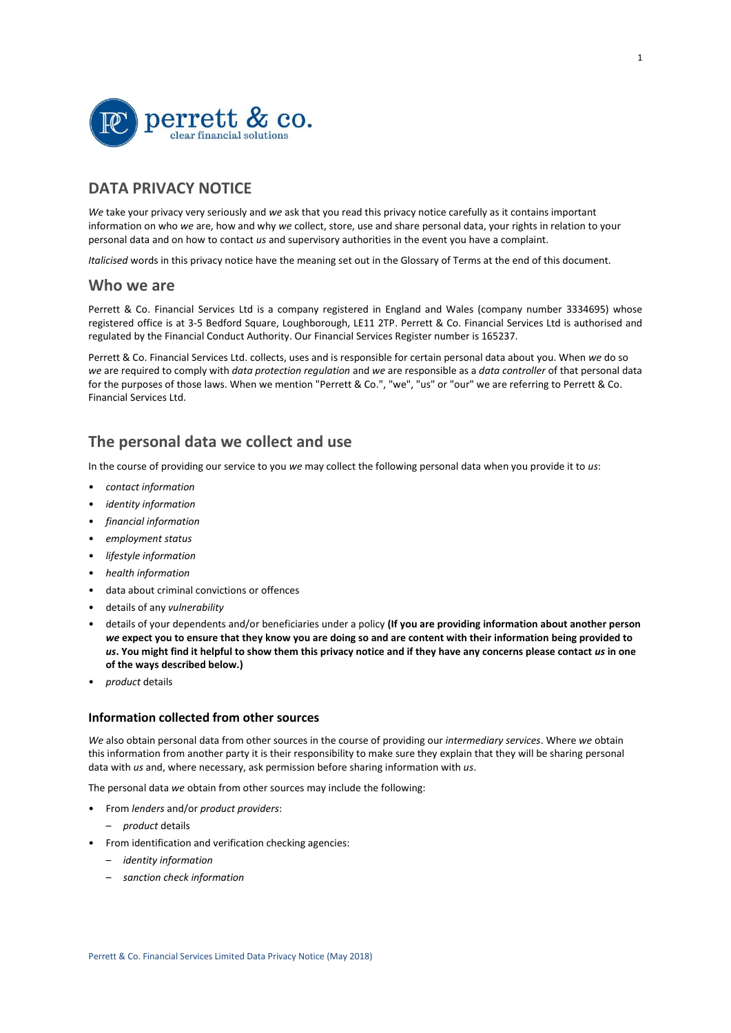# DATA PRIVACY NOTICE

*We* take your privacy very seriously and *we* ask that you read this privacy notice carefully as it contains important information on who *we* are, how and why *we* collect, store, use and share personal data, your rights in relation to your personal data and on how to contact *us* and supervisory authorities in the event you have a complaint.

*Italicised* words in this privacy notice have the meaning set out in the Glossary of Terms at the end of this document.

## Who we are

Perrett & Co. Financial Services Ltd is a company registered in England and Wales (company number 3334695) whose registered office is at 3-5 Bedford Square, Loughborough, LE11 2TP. Perrett & Co. Financial Services Ltd is authorised and regulated by the Financial Conduct Authority. Our Financial Services Register number is 165237.

Perrett & Co. Financial Services Ltd. collects, uses and is responsible for certain personal data about you. When *we* do so *we* are required to comply with *data protection regulation* and *we* are responsible as a *data controller* of that personal data for the purposes of those laws. When we mention "Perrett & Co.", "we", "us" or "our" we are referring to Perrett & Co. Financial Services Ltd.

## The personal data we collect and use

In the course of providing our service to you *we* may collect the following personal data when you provide it to *us*:

- *contact information*
- *identity information*
- *financial information*
- *employment status*
- *lifestyle information*
- *health information*
- data about criminal convictions or offences
- details of any *vulnerability*
- details of your dependents and/or beneficiaries under a policy **(If you are providing information about another person *we* expect you to ensure that they know you are doing so and are content with their information being provided to *us*. You might find it helpful to show them this privacy notice and if they have any concerns please contact *us* in one of the ways described below.)**
- *product* details

### Information collected from other sources

*We* also obtain personal data from other sources in the course of providing our *intermediary services*. Where *we* obtain this information from another party it is their responsibility to make sure they explain that they will be sharing personal data with *us* and, where necessary, ask permission before sharing information with *us*.

The personal data *we* obtain from other sources may include the following:

- From *lenders* and/or *product providers*:
  - *product* details
- From identification and verification checking agencies:
  - *identity information*
  - *sanction check information*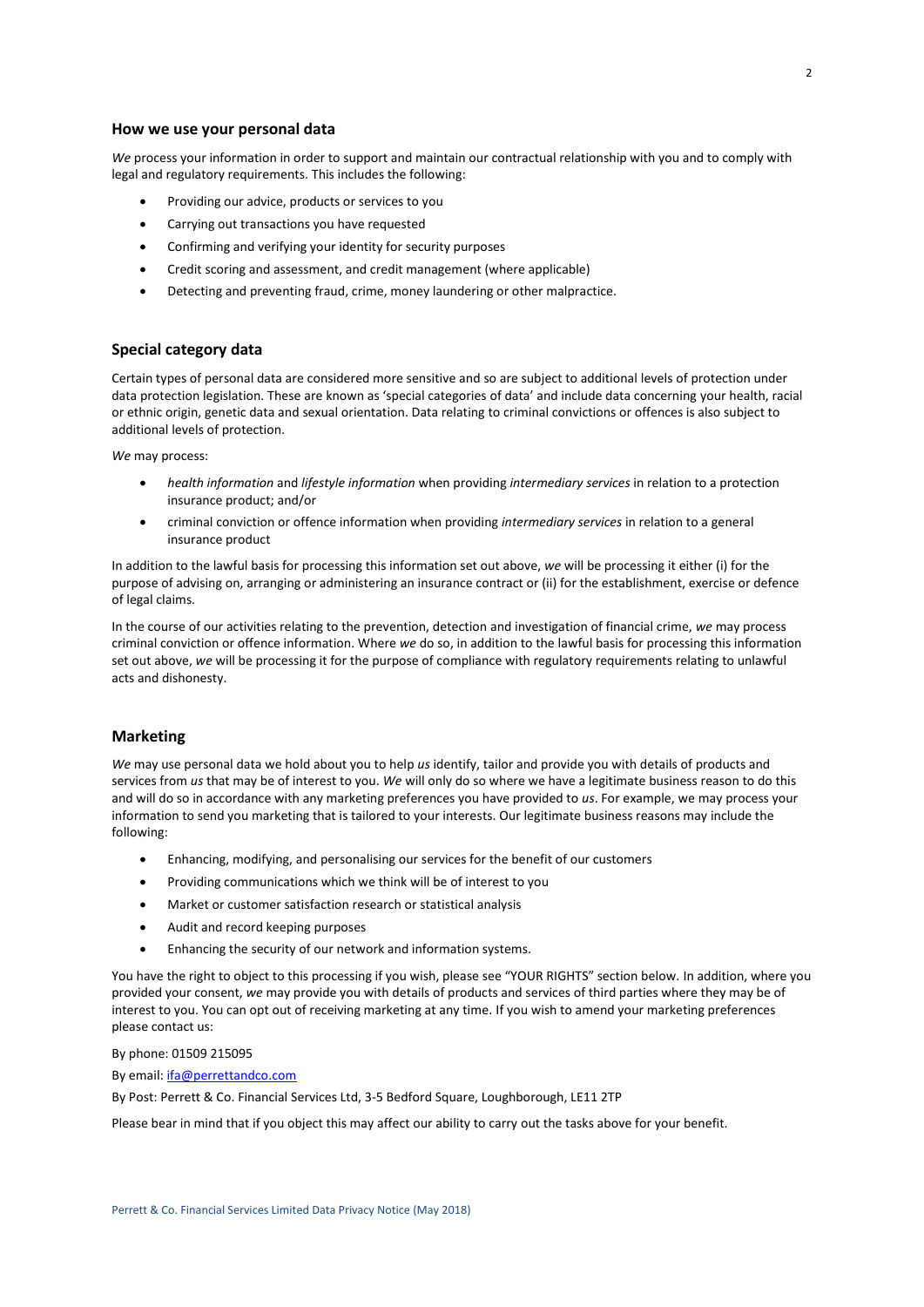## How we use your personal data

*We* process your information in order to support and maintain our contractual relationship with you and to comply with legal and regulatory requirements. This includes the following:

- Providing our advice, products or services to you
- Carrying out transactions you have requested
- Confirming and verifying your identity for security purposes
- Credit scoring and assessment, and credit management (where applicable)
- Detecting and preventing fraud, crime, money laundering or other malpractice.

## Special category data

Certain types of personal data are considered more sensitive and so are subject to additional levels of protection under data protection legislation. These are known as 'special categories of data' and include data concerning your health, racial or ethnic origin, genetic data and sexual orientation. Data relating to criminal convictions or offences is also subject to additional levels of protection.

*We* may process:

- *health information* and *lifestyle information* when providing *intermediary services* in relation to a protection insurance product; and/or
- criminal conviction or offence information when providing *intermediary services* in relation to a general insurance product

In addition to the lawful basis for processing this information set out above, *we* will be processing it either (i) for the purpose of advising on, arranging or administering an insurance contract or (ii) for the establishment, exercise or defence of legal claims.

In the course of our activities relating to the prevention, detection and investigation of financial crime, *we* may process criminal conviction or offence information. Where *we* do so, in addition to the lawful basis for processing this information set out above, *we* will be processing it for the purpose of compliance with regulatory requirements relating to unlawful acts and dishonesty.

## Marketing

*We* may use personal data we hold about you to help *us* identify, tailor and provide you with details of products and services from *us* that may be of interest to you. *We* will only do so where we have a legitimate business reason to do this and will do so in accordance with any marketing preferences you have provided to *us*. For example, we may process your information to send you marketing that is tailored to your interests. Our legitimate business reasons may include the following:

- Enhancing, modifying, and personalising our services for the benefit of our customers
- Providing communications which we think will be of interest to you
- Market or customer satisfaction research or statistical analysis
- Audit and record keeping purposes
- Enhancing the security of our network and information systems.

You have the right to object to this processing if you wish, please see "YOUR RIGHTS" section below. In addition, where you provided your consent, *we* may provide you with details of products and services of third parties where they may be of interest to you. You can opt out of receiving marketing at any time. If you wish to amend your marketing preferences please contact us:

By phone: 01509 215095

By email: [ifa@perrettandco.com](mailto:ifa@perrettandco.com)

By Post: Perrett & Co. Financial Services Ltd, 3-5 Bedford Square, Loughborough, LE11 2TP

Please bear in mind that if you object this may affect our ability to carry out the tasks above for your benefit.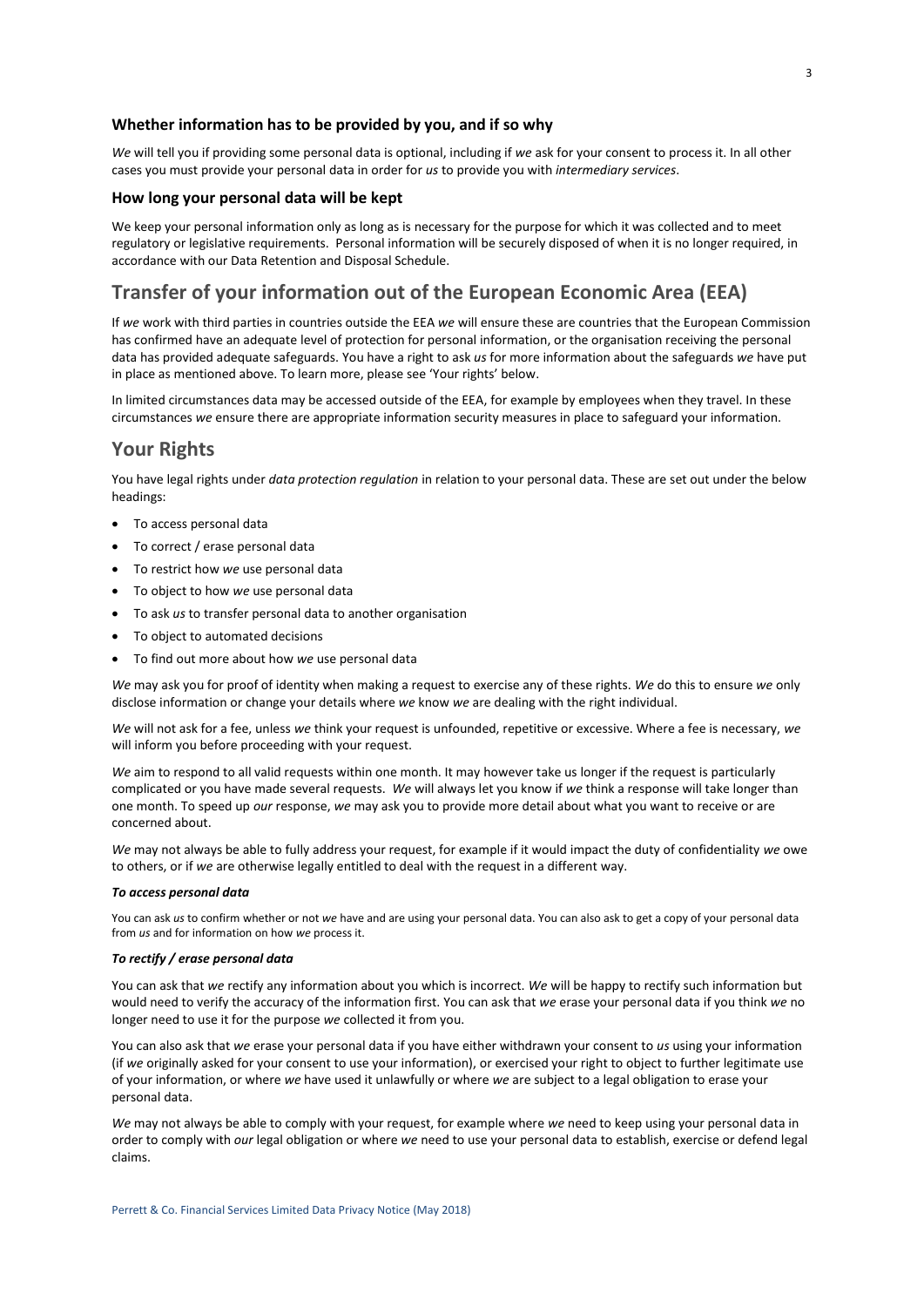### Whether information has to be provided by you, and if so why

*We* will tell you if providing some personal data is optional, including if *we* ask for your consent to process it. In all other cases you must provide your personal data in order for *us* to provide you with *intermediary services*.

### How long your personal data will be kept

We keep your personal information only as long as is necessary for the purpose for which it was collected and to meet regulatory or legislative requirements. Personal information will be securely disposed of when it is no longer required, in accordance with our Data Retention and Disposal Schedule.

## Transfer of your information out of the European Economic Area (EEA)

If *we* work with third parties in countries outside the EEA *we* will ensure these are countries that the European Commission has confirmed have an adequate level of protection for personal information, or the organisation receiving the personal data has provided adequate safeguards. You have a right to ask *us* for more information about the safeguards *we* have put in place as mentioned above. To learn more, please see 'Your rights' below.

In limited circumstances data may be accessed outside of the EEA, for example by employees when they travel. In these circumstances *we* ensure there are appropriate information security measures in place to safeguard your information.

## Your Rights

You have legal rights under *data protection regulation* in relation to your personal data. These are set out under the below headings:

- To access personal data
- To correct / erase personal data
- To restrict how *we* use personal data
- To object to how *we* use personal data
- To ask *us* to transfer personal data to another organisation
- To object to automated decisions
- To find out more about how *we* use personal data

*We* may ask you for proof of identity when making a request to exercise any of these rights. *We* do this to ensure *we* only disclose information or change your details where *we* know *we* are dealing with the right individual.

*We* will not ask for a fee, unless *we* think your request is unfounded, repetitive or excessive. Where a fee is necessary, *we* will inform you before proceeding with your request.

*We* aim to respond to all valid requests within one month. It may however take us longer if the request is particularly complicated or you have made several requests. *We* will always let you know if *we* think a response will take longer than one month. To speed up *our* response, *we* may ask you to provide more detail about what you want to receive or are concerned about.

*We* may not always be able to fully address your request, for example if it would impact the duty of confidentiality *we* owe to others, or if *we* are otherwise legally entitled to deal with the request in a different way.

***To access personal data***

You can ask *us* to confirm whether or not *we* have and are using your personal data. You can also ask to get a copy of your personal data from *us* and for information on how *we* process it.

***To rectify / erase personal data***

You can ask that *we* rectify any information about you which is incorrect. *We* will be happy to rectify such information but would need to verify the accuracy of the information first. You can ask that *we* erase your personal data if you think *we* no longer need to use it for the purpose *we* collected it from you.

You can also ask that *we* erase your personal data if you have either withdrawn your consent to *us* using your information (if *we* originally asked for your consent to use your information), or exercised your right to object to further legitimate use of your information, or where *we* have used it unlawfully or where *we* are subject to a legal obligation to erase your personal data.

*We* may not always be able to comply with your request, for example where *we* need to keep using your personal data in order to comply with *our* legal obligation or where *we* need to use your personal data to establish, exercise or defend legal claims.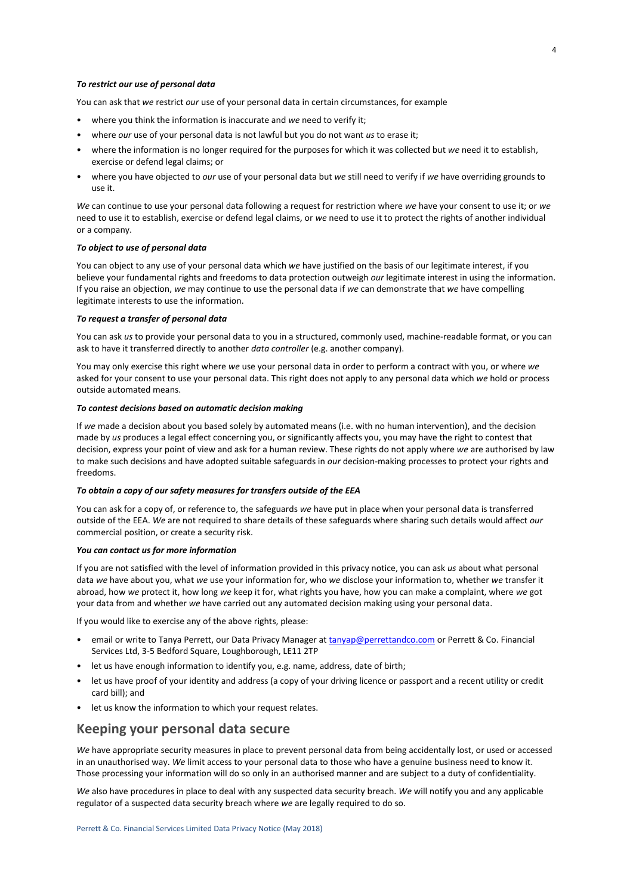***To restrict our use of personal data***

You can ask that *we* restrict *our* use of your personal data in certain circumstances, for example

- where you think the information is inaccurate and *we* need to verify it;
- where *our* use of your personal data is not lawful but you do not want *us* to erase it;
- where the information is no longer required for the purposes for which it was collected but *we* need it to establish, exercise or defend legal claims; or
- where you have objected to *our* use of your personal data but *we* still need to verify if *we* have overriding grounds to use it.

*We* can continue to use your personal data following a request for restriction where *we* have your consent to use it; or *we* need to use it to establish, exercise or defend legal claims, or *we* need to use it to protect the rights of another individual or a company.

***To object to use of personal data***

You can object to any use of your personal data which *we* have justified on the basis of our legitimate interest, if you believe your fundamental rights and freedoms to data protection outweigh *our* legitimate interest in using the information. If you raise an objection, *we* may continue to use the personal data if *we* can demonstrate that *we* have compelling legitimate interests to use the information.

***To request a transfer of personal data***

You can ask *us* to provide your personal data to you in a structured, commonly used, machine-readable format, or you can ask to have it transferred directly to another *data controller* (e.g. another company).

You may only exercise this right where *we* use your personal data in order to perform a contract with you, or where *we* asked for your consent to use your personal data. This right does not apply to any personal data which *we* hold or process outside automated means.

***To contest decisions based on automatic decision making***

If *we* made a decision about you based solely by automated means (i.e. with no human intervention), and the decision made by *us* produces a legal effect concerning you, or significantly affects you, you may have the right to contest that decision, express your point of view and ask for a human review. These rights do not apply where *we* are authorised by law to make such decisions and have adopted suitable safeguards in *our* decision-making processes to protect your rights and freedoms.

***To obtain a copy of our safety measures for transfers outside of the EEA***

You can ask for a copy of, or reference to, the safeguards *we* have put in place when your personal data is transferred outside of the EEA. *We* are not required to share details of these safeguards where sharing such details would affect *our* commercial position, or create a security risk.

***You can contact us for more information***

If you are not satisfied with the level of information provided in this privacy notice, you can ask *us* about what personal data *we* have about you, what *we* use your information for, who *we* disclose your information to, whether *we* transfer it abroad, how *we* protect it, how long *we* keep it for, what rights you have, how you can make a complaint, where *we* got your data from and whether *we* have carried out any automated decision making using your personal data.

If you would like to exercise any of the above rights, please:

- email or write to Tanya Perrett, our Data Privacy Manager at [tanyap@perrettandco.com](mailto:tanyap@perrettandco.com) or Perrett & Co. Financial Services Ltd, 3-5 Bedford Square, Loughborough, LE11 2TP
- let us have enough information to identify you, e.g. name, address, date of birth;
- let us have proof of your identity and address (a copy of your driving licence or passport and a recent utility or credit card bill); and
- let us know the information to which your request relates.

## Keeping your personal data secure

*We* have appropriate security measures in place to prevent personal data from being accidentally lost, or used or accessed in an unauthorised way. *We* limit access to your personal data to those who have a genuine business need to know it. Those processing your information will do so only in an authorised manner and are subject to a duty of confidentiality.

*We* also have procedures in place to deal with any suspected data security breach. *We* will notify you and any applicable regulator of a suspected data security breach where *we* are legally required to do so.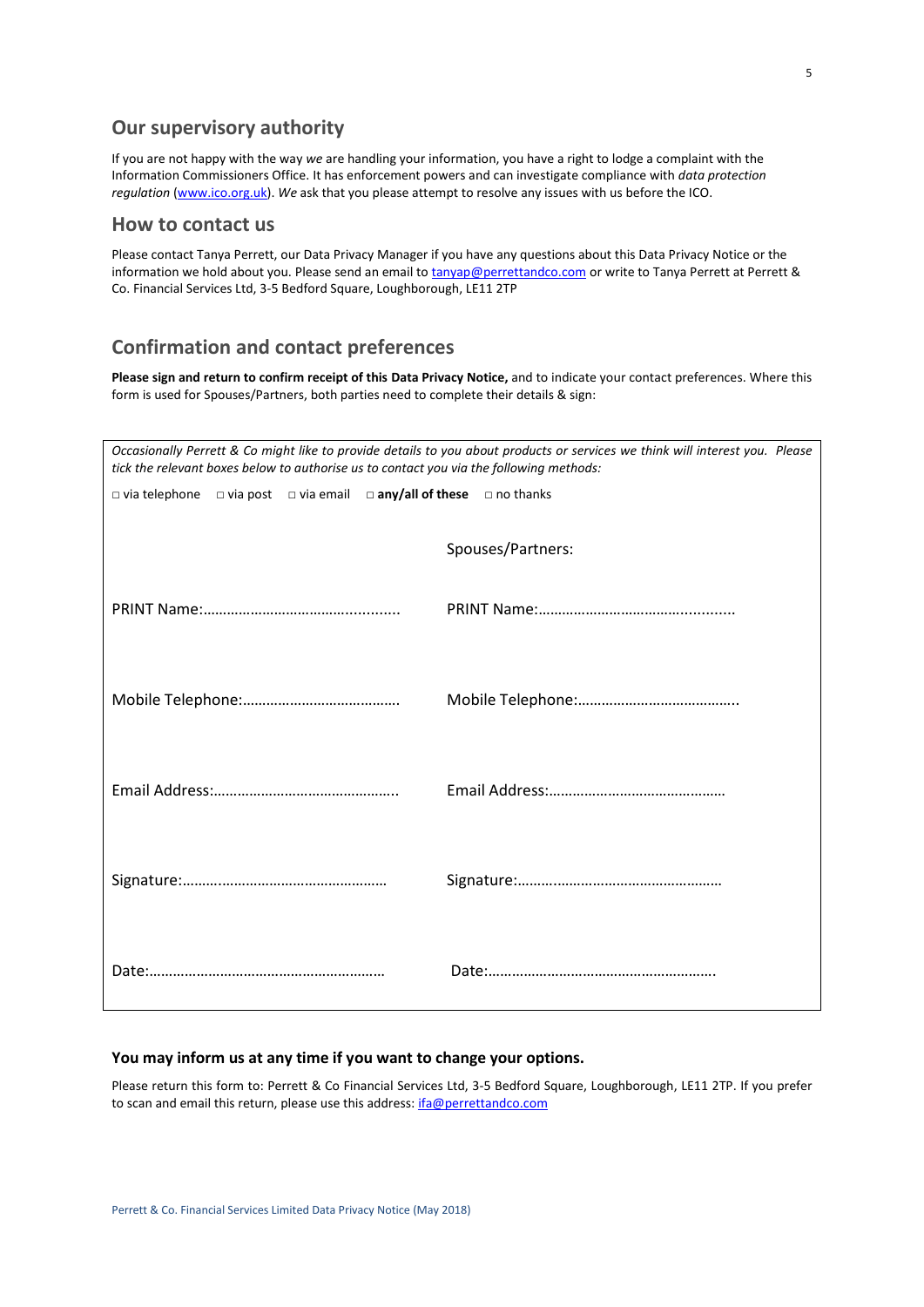## Our supervisory authority

If you are not happy with the way *we* are handling your information, you have a right to lodge a complaint with the Information Commissioners Office. It has enforcement powers and can investigate compliance with *data protection regulation* (www.ico.org.uk). *We* ask that you please attempt to resolve any issues with us before the ICO.

## How to contact us

Please contact Tanya Perrett, our Data Privacy Manager if you have any questions about this Data Privacy Notice or the information we hold about you. Please send an email to tanyap@perrettandco.com or write to Tanya Perrett at Perrett & Co. Financial Services Ltd, 3-5 Bedford Square, Loughborough, LE11 2TP

## Confirmation and contact preferences

**Please sign and return to confirm receipt of this Data Privacy Notice,** and to indicate your contact preferences. Where this form is used for Spouses/Partners, both parties need to complete their details & sign:

*Occasionally Perrett & Co might like to provide details to you about products or services we think will interest you. Please tick the relevant boxes below to authorise us to contact you via the following methods:*

□ via telephone □ via post □ via email □ **any/all of these** □ no thanks

| | Spouses/Partners: |
|---|---|
| PRINT Name:…………………………………........... | PRINT Name:…………………………………........... |
| Mobile Telephone:…………………………………. | Mobile Telephone:………………………………….. |
| Email Address:……………………………………….. | Email Address:………………………………………. |
| Signature:………..………………………………….. | Signature:………..………………………………….. |
| Date:…………………………………………………. | Date:…………………………………………………. |

### You may inform us at any time if you want to change your options.

Please return this form to: Perrett & Co Financial Services Ltd, 3-5 Bedford Square, Loughborough, LE11 2TP. If you prefer to scan and email this return, please use this address: ifa@perrettandco.com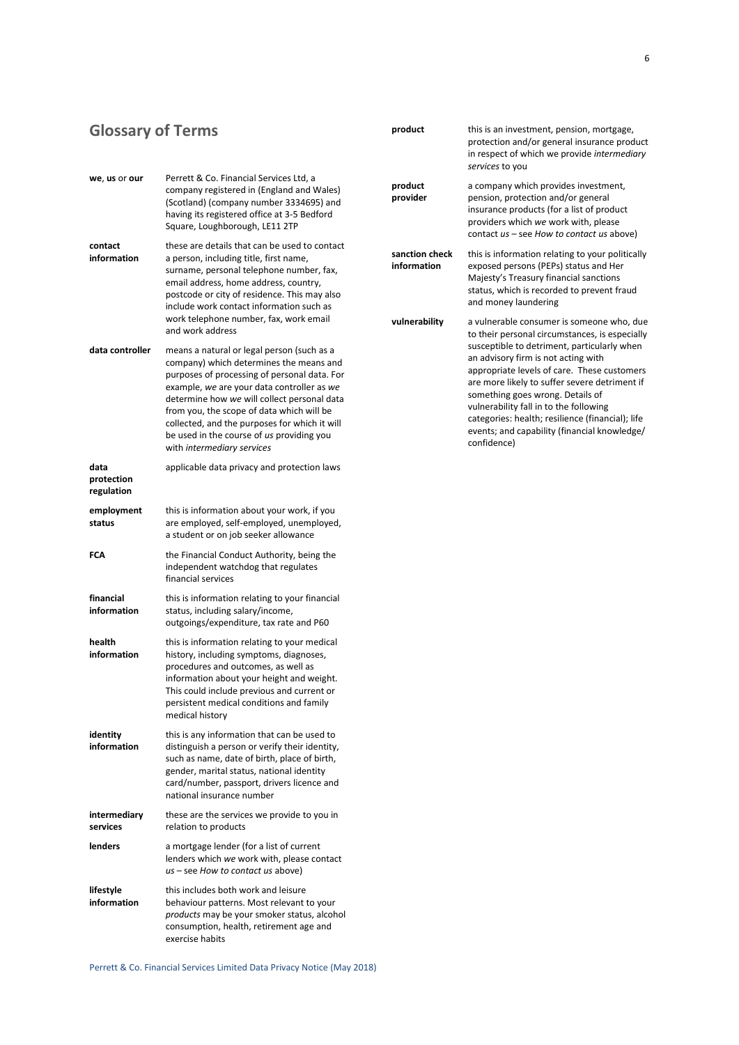## Glossary of Terms

| | |
|---|---|
| **we**, **us** or **our** | Perrett & Co. Financial Services Ltd, a company registered in (England and Wales) (Scotland) (company number 3334695) and having its registered office at 3-5 Bedford Square, Loughborough, LE11 2TP |
| **contact information** | these are details that can be used to contact a person, including title, first name, surname, personal telephone number, fax, email address, home address, country, postcode or city of residence. This may also include work contact information such as work telephone number, fax, work email and work address |
| **data controller** | means a natural or legal person (such as a company) which determines the means and purposes of processing of personal data. For example, *we* are your data controller as *we* determine how *we* will collect personal data from you, the scope of data which will be collected, and the purposes for which it will be used in the course of *us* providing you with *intermediary services* |
| **data protection regulation** | applicable data privacy and protection laws |
| **employment status** | this is information about your work, if you are employed, self-employed, unemployed, a student or on job seeker allowance |
| **FCA** | the Financial Conduct Authority, being the independent watchdog that regulates financial services |
| **financial information** | this is information relating to your financial status, including salary/income, outgoings/expenditure, tax rate and P60 |
| **health information** | this is information relating to your medical history, including symptoms, diagnoses, procedures and outcomes, as well as information about your height and weight. This could include previous and current or persistent medical conditions and family medical history |
| **identity information** | this is any information that can be used to distinguish a person or verify their identity, such as name, date of birth, place of birth, gender, marital status, national identity card/number, passport, drivers licence and national insurance number |
| **intermediary services** | these are the services we provide to you in relation to products |
| **lenders** | a mortgage lender (for a list of current lenders which *we* work with, please contact *us* – see *How to contact us* above) |
| **lifestyle information** | this includes both work and leisure behaviour patterns. Most relevant to your *products* may be your smoker status, alcohol consumption, health, retirement age and exercise habits |
| **product** | this is an investment, pension, mortgage, protection and/or general insurance product in respect of which we provide *intermediary services* to you |
| **product provider** | a company which provides investment, pension, protection and/or general insurance products (for a list of product providers which *we* work with, please contact *us* – see *How to contact us* above) |
| **sanction check information** | this is information relating to your politically exposed persons (PEPs) status and Her Majesty's Treasury financial sanctions status, which is recorded to prevent fraud and money laundering |
| **vulnerability** | a vulnerable consumer is someone who, due to their personal circumstances, is especially susceptible to detriment, particularly when an advisory firm is not acting with appropriate levels of care. These customers are more likely to suffer severe detriment if something goes wrong. Details of vulnerability fall in to the following categories: health; resilience (financial); life events; and capability (financial knowledge/ confidence) |

Perrett & Co. Financial Services Limited Data Privacy Notice (May 2018)